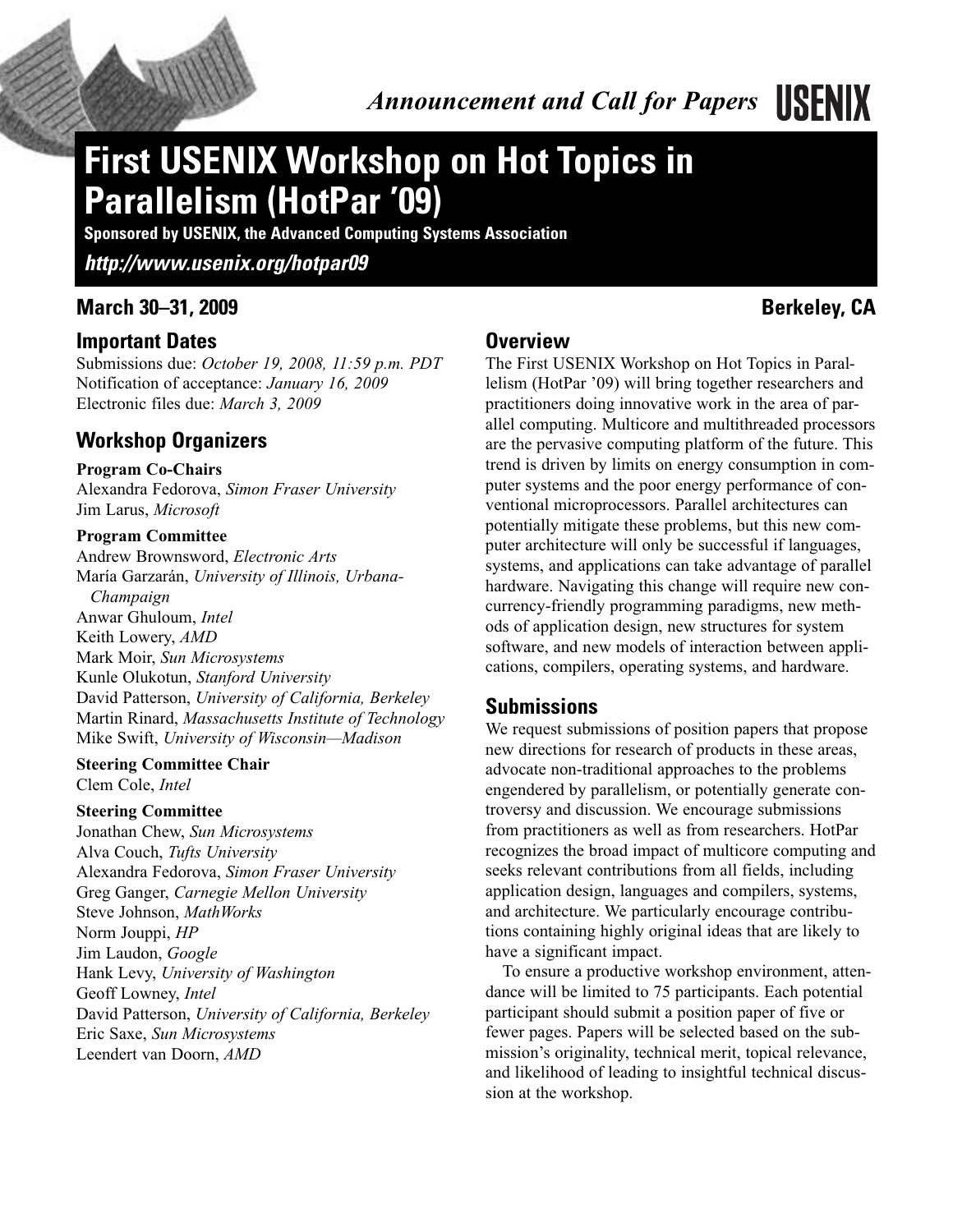*Announcement and Call for Papers* **USENIX**

# First USENIX Workshop on Hot Topics in Parallelism (HotPar '09)

**Sponsored by USENIX, the Advanced Computing Systems Association**

***http://www.usenix.org/hotpar09***

**March 30–31, 2009** **Berkeley, CA**

## Important Dates

Submissions due: *October 19, 2008, 11:59 p.m. PDT*
Notification of acceptance: *January 16, 2009*
Electronic files due: *March 3, 2009*

## Workshop Organizers

**Program Co-Chairs**
Alexandra Fedorova, *Simon Fraser University*
Jim Larus, *Microsoft*

**Program Committee**
Andrew Brownsword, *Electronic Arts*
María Garzarán, *University of Illinois, Urbana-Champaign*
Anwar Ghuloum, *Intel*
Keith Lowery, *AMD*
Mark Moir, *Sun Microsystems*
Kunle Olukotun, *Stanford University*
David Patterson, *University of California, Berkeley*
Martin Rinard, *Massachusetts Institute of Technology*
Mike Swift, *University of Wisconsin—Madison*

**Steering Committee Chair**
Clem Cole, *Intel*

**Steering Committee**
Jonathan Chew, *Sun Microsystems*
Alva Couch, *Tufts University*
Alexandra Fedorova, *Simon Fraser University*
Greg Ganger, *Carnegie Mellon University*
Steve Johnson, *MathWorks*
Norm Jouppi, *HP*
Jim Laudon, *Google*
Hank Levy, *University of Washington*
Geoff Lowney, *Intel*
David Patterson, *University of California, Berkeley*
Eric Saxe, *Sun Microsystems*
Leendert van Doorn, *AMD*

## Overview

The First USENIX Workshop on Hot Topics in Parallelism (HotPar '09) will bring together researchers and practitioners doing innovative work in the area of parallel computing. Multicore and multithreaded processors are the pervasive computing platform of the future. This trend is driven by limits on energy consumption in computer systems and the poor energy performance of conventional microprocessors. Parallel architectures can potentially mitigate these problems, but this new computer architecture will only be successful if languages, systems, and applications can take advantage of parallel hardware. Navigating this change will require new concurrency-friendly programming paradigms, new methods of application design, new structures for system software, and new models of interaction between applications, compilers, operating systems, and hardware.

## Submissions

We request submissions of position papers that propose new directions for research of products in these areas, advocate non-traditional approaches to the problems engendered by parallelism, or potentially generate controversy and discussion. We encourage submissions from practitioners as well as from researchers. HotPar recognizes the broad impact of multicore computing and seeks relevant contributions from all fields, including application design, languages and compilers, systems, and architecture. We particularly encourage contributions containing highly original ideas that are likely to have a significant impact.

To ensure a productive workshop environment, attendance will be limited to 75 participants. Each potential participant should submit a position paper of five or fewer pages. Papers will be selected based on the submission's originality, technical merit, topical relevance, and likelihood of leading to insightful technical discussion at the workshop.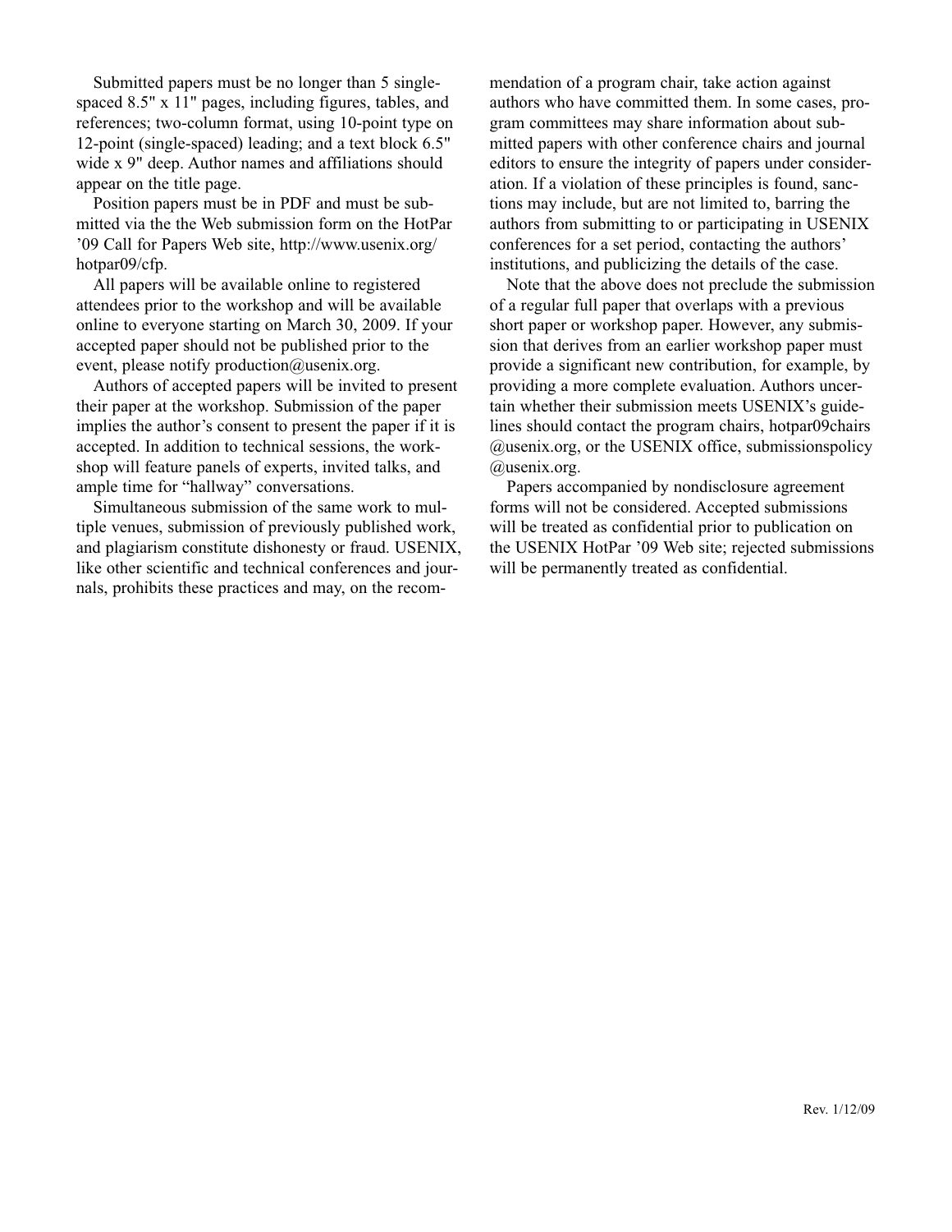Submitted papers must be no longer than 5 single-spaced 8.5" x 11" pages, including figures, tables, and references; two-column format, using 10-point type on 12-point (single-spaced) leading; and a text block 6.5" wide x 9" deep. Author names and affiliations should appear on the title page.

Position papers must be in PDF and must be submitted via the the Web submission form on the HotPar '09 Call for Papers Web site, http://www.usenix.org/hotpar09/cfp.

All papers will be available online to registered attendees prior to the workshop and will be available online to everyone starting on March 30, 2009. If your accepted paper should not be published prior to the event, please notify production@usenix.org.

Authors of accepted papers will be invited to present their paper at the workshop. Submission of the paper implies the author's consent to present the paper if it is accepted. In addition to technical sessions, the workshop will feature panels of experts, invited talks, and ample time for "hallway" conversations.

Simultaneous submission of the same work to multiple venues, submission of previously published work, and plagiarism constitute dishonesty or fraud. USENIX, like other scientific and technical conferences and journals, prohibits these practices and may, on the recommendation of a program chair, take action against authors who have committed them. In some cases, program committees may share information about submitted papers with other conference chairs and journal editors to ensure the integrity of papers under consideration. If a violation of these principles is found, sanctions may include, but are not limited to, barring the authors from submitting to or participating in USENIX conferences for a set period, contacting the authors' institutions, and publicizing the details of the case.

Note that the above does not preclude the submission of a regular full paper that overlaps with a previous short paper or workshop paper. However, any submission that derives from an earlier workshop paper must provide a significant new contribution, for example, by providing a more complete evaluation. Authors uncertain whether their submission meets USENIX's guidelines should contact the program chairs, hotpar09chairs@usenix.org, or the USENIX office, submissionspolicy@usenix.org.

Papers accompanied by nondisclosure agreement forms will not be considered. Accepted submissions will be treated as confidential prior to publication on the USENIX HotPar '09 Web site; rejected submissions will be permanently treated as confidential.

Rev. 1/12/09